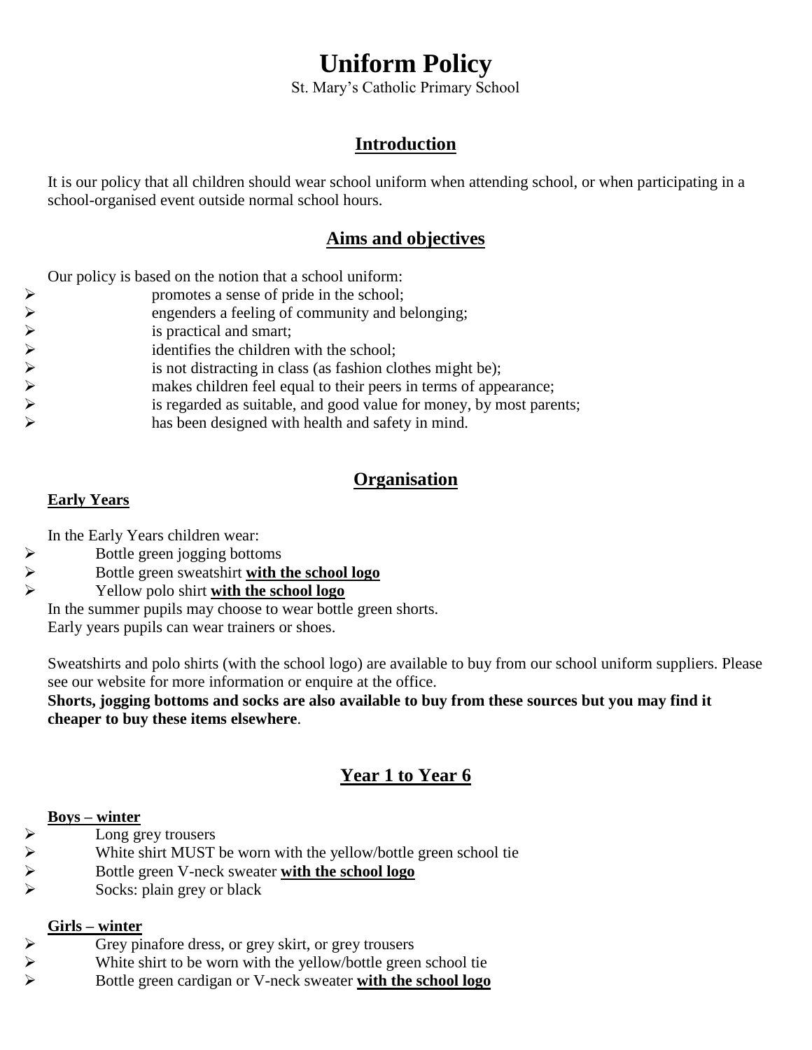# Uniform Policy

St. Mary's Catholic Primary School

## Introduction

It is our policy that all children should wear school uniform when attending school, or when participating in a school-organised event outside normal school hours.

## Aims and objectives

Our policy is based on the notion that a school uniform:

- promotes a sense of pride in the school;
- engenders a feeling of community and belonging;
- is practical and smart;
- identifies the children with the school;
- is not distracting in class (as fashion clothes might be);
- makes children feel equal to their peers in terms of appearance;
- is regarded as suitable, and good value for money, by most parents;
- has been designed with health and safety in mind.

## Organisation

### Early Years

In the Early Years children wear:

- Bottle green jogging bottoms
- Bottle green sweatshirt **with the school logo**
- Yellow polo shirt **with the school logo**

In the summer pupils may choose to wear bottle green shorts.
Early years pupils can wear trainers or shoes.

Sweatshirts and polo shirts (with the school logo) are available to buy from our school uniform suppliers. Please see our website for more information or enquire at the office.
**Shorts, jogging bottoms and socks are also available to buy from these sources but you may find it cheaper to buy these items elsewhere**.

## Year 1 to Year 6

### Boys – winter

- Long grey trousers
- White shirt MUST be worn with the yellow/bottle green school tie
- Bottle green V-neck sweater **with the school logo**
- Socks: plain grey or black

### Girls – winter

- Grey pinafore dress, or grey skirt, or grey trousers
- White shirt to be worn with the yellow/bottle green school tie
- Bottle green cardigan or V-neck sweater **with the school logo**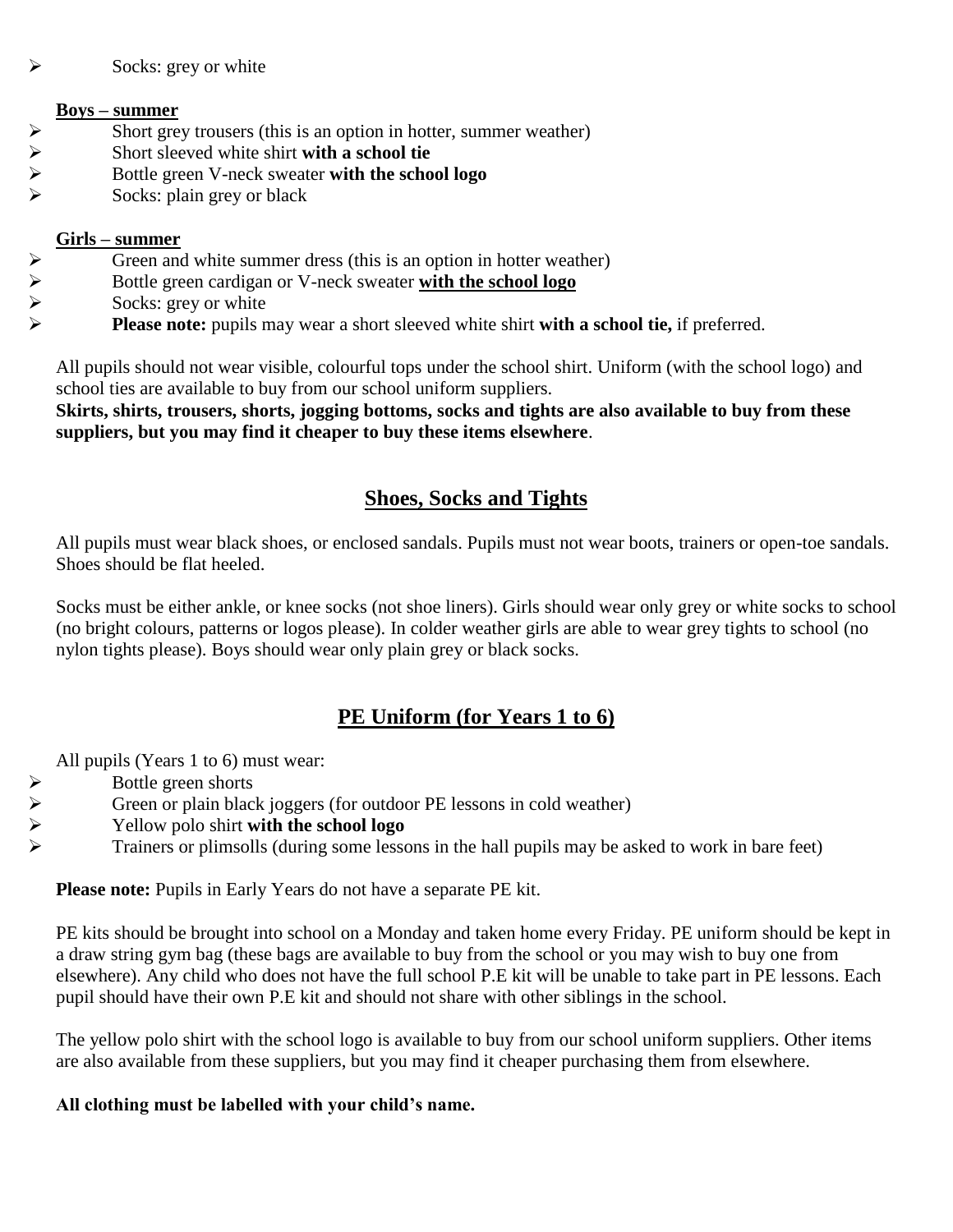- Socks: grey or white

**Boys – summer**

- Short grey trousers (this is an option in hotter, summer weather)
- Short sleeved white shirt **with a school tie**
- Bottle green V-neck sweater **with the school logo**
- Socks: plain grey or black

**Girls – summer**

- Green and white summer dress (this is an option in hotter weather)
- Bottle green cardigan or V-neck sweater **with the school logo**
- Socks: grey or white
- **Please note:** pupils may wear a short sleeved white shirt **with a school tie,** if preferred.

All pupils should not wear visible, colourful tops under the school shirt. Uniform (with the school logo) and school ties are available to buy from our school uniform suppliers.
**Skirts, shirts, trousers, shorts, jogging bottoms, socks and tights are also available to buy from these suppliers, but you may find it cheaper to buy these items elsewhere**.

## Shoes, Socks and Tights

All pupils must wear black shoes, or enclosed sandals. Pupils must not wear boots, trainers or open-toe sandals. Shoes should be flat heeled.

Socks must be either ankle, or knee socks (not shoe liners). Girls should wear only grey or white socks to school (no bright colours, patterns or logos please). In colder weather girls are able to wear grey tights to school (no nylon tights please). Boys should wear only plain grey or black socks.

## PE Uniform (for Years 1 to 6)

All pupils (Years 1 to 6) must wear:

- Bottle green shorts
- Green or plain black joggers (for outdoor PE lessons in cold weather)
- Yellow polo shirt **with the school logo**
- Trainers or plimsolls (during some lessons in the hall pupils may be asked to work in bare feet)

**Please note:** Pupils in Early Years do not have a separate PE kit.

PE kits should be brought into school on a Monday and taken home every Friday. PE uniform should be kept in a draw string gym bag (these bags are available to buy from the school or you may wish to buy one from elsewhere). Any child who does not have the full school P.E kit will be unable to take part in PE lessons. Each pupil should have their own P.E kit and should not share with other siblings in the school.

The yellow polo shirt with the school logo is available to buy from our school uniform suppliers. Other items are also available from these suppliers, but you may find it cheaper purchasing them from elsewhere.

**All clothing must be labelled with your child's name.**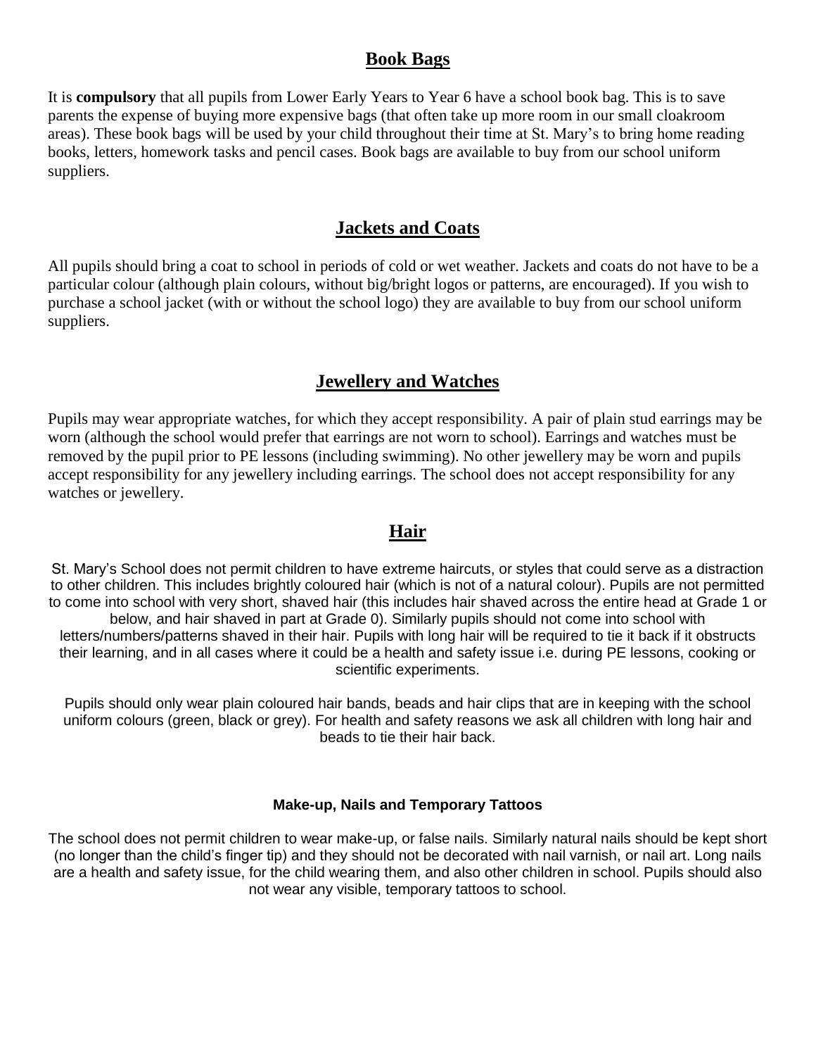## Book Bags

It is **compulsory** that all pupils from Lower Early Years to Year 6 have a school book bag. This is to save parents the expense of buying more expensive bags (that often take up more room in our small cloakroom areas). These book bags will be used by your child throughout their time at St. Mary's to bring home reading books, letters, homework tasks and pencil cases. Book bags are available to buy from our school uniform suppliers.

## Jackets and Coats

All pupils should bring a coat to school in periods of cold or wet weather. Jackets and coats do not have to be a particular colour (although plain colours, without big/bright logos or patterns, are encouraged). If you wish to purchase a school jacket (with or without the school logo) they are available to buy from our school uniform suppliers.

## Jewellery and Watches

Pupils may wear appropriate watches, for which they accept responsibility. A pair of plain stud earrings may be worn (although the school would prefer that earrings are not worn to school). Earrings and watches must be removed by the pupil prior to PE lessons (including swimming). No other jewellery may be worn and pupils accept responsibility for any jewellery including earrings. The school does not accept responsibility for any watches or jewellery.

## Hair

St. Mary's School does not permit children to have extreme haircuts, or styles that could serve as a distraction to other children. This includes brightly coloured hair (which is not of a natural colour). Pupils are not permitted to come into school with very short, shaved hair (this includes hair shaved across the entire head at Grade 1 or below, and hair shaved in part at Grade 0). Similarly pupils should not come into school with letters/numbers/patterns shaved in their hair. Pupils with long hair will be required to tie it back if it obstructs their learning, and in all cases where it could be a health and safety issue i.e. during PE lessons, cooking or scientific experiments.

Pupils should only wear plain coloured hair bands, beads and hair clips that are in keeping with the school uniform colours (green, black or grey). For health and safety reasons we ask all children with long hair and beads to tie their hair back.

### Make-up, Nails and Temporary Tattoos

The school does not permit children to wear make-up, or false nails. Similarly natural nails should be kept short (no longer than the child's finger tip) and they should not be decorated with nail varnish, or nail art. Long nails are a health and safety issue, for the child wearing them, and also other children in school. Pupils should also not wear any visible, temporary tattoos to school.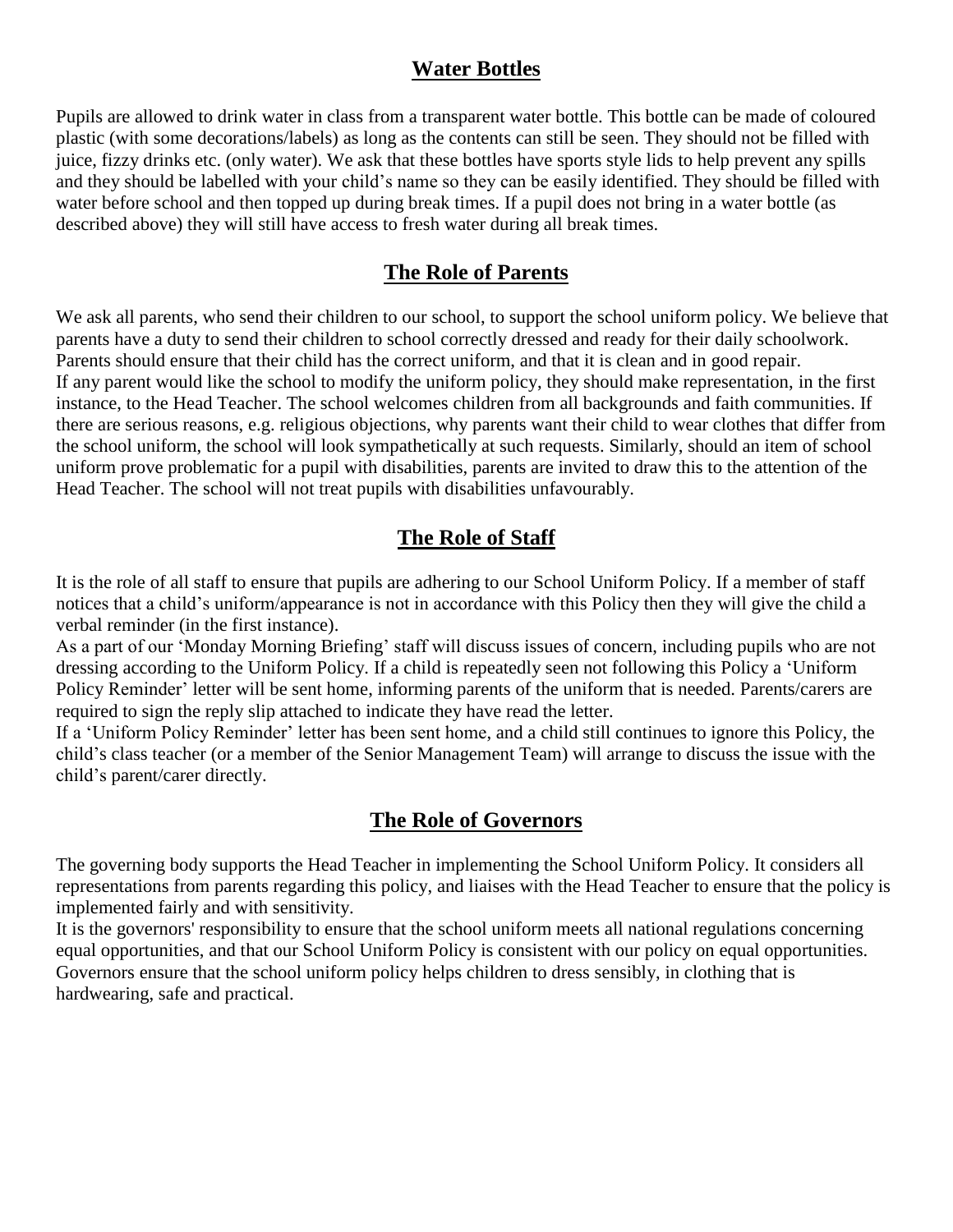## Water Bottles

Pupils are allowed to drink water in class from a transparent water bottle. This bottle can be made of coloured plastic (with some decorations/labels) as long as the contents can still be seen. They should not be filled with juice, fizzy drinks etc. (only water). We ask that these bottles have sports style lids to help prevent any spills and they should be labelled with your child's name so they can be easily identified. They should be filled with water before school and then topped up during break times. If a pupil does not bring in a water bottle (as described above) they will still have access to fresh water during all break times.

## The Role of Parents

We ask all parents, who send their children to our school, to support the school uniform policy. We believe that parents have a duty to send their children to school correctly dressed and ready for their daily schoolwork. Parents should ensure that their child has the correct uniform, and that it is clean and in good repair.
If any parent would like the school to modify the uniform policy, they should make representation, in the first instance, to the Head Teacher. The school welcomes children from all backgrounds and faith communities. If there are serious reasons, e.g. religious objections, why parents want their child to wear clothes that differ from the school uniform, the school will look sympathetically at such requests. Similarly, should an item of school uniform prove problematic for a pupil with disabilities, parents are invited to draw this to the attention of the Head Teacher. The school will not treat pupils with disabilities unfavourably.

## The Role of Staff

It is the role of all staff to ensure that pupils are adhering to our School Uniform Policy. If a member of staff notices that a child's uniform/appearance is not in accordance with this Policy then they will give the child a verbal reminder (in the first instance).
As a part of our 'Monday Morning Briefing' staff will discuss issues of concern, including pupils who are not dressing according to the Uniform Policy. If a child is repeatedly seen not following this Policy a 'Uniform Policy Reminder' letter will be sent home, informing parents of the uniform that is needed. Parents/carers are required to sign the reply slip attached to indicate they have read the letter.
If a 'Uniform Policy Reminder' letter has been sent home, and a child still continues to ignore this Policy, the child's class teacher (or a member of the Senior Management Team) will arrange to discuss the issue with the child's parent/carer directly.

## The Role of Governors

The governing body supports the Head Teacher in implementing the School Uniform Policy. It considers all representations from parents regarding this policy, and liaises with the Head Teacher to ensure that the policy is implemented fairly and with sensitivity.
It is the governors' responsibility to ensure that the school uniform meets all national regulations concerning equal opportunities, and that our School Uniform Policy is consistent with our policy on equal opportunities. Governors ensure that the school uniform policy helps children to dress sensibly, in clothing that is hardwearing, safe and practical.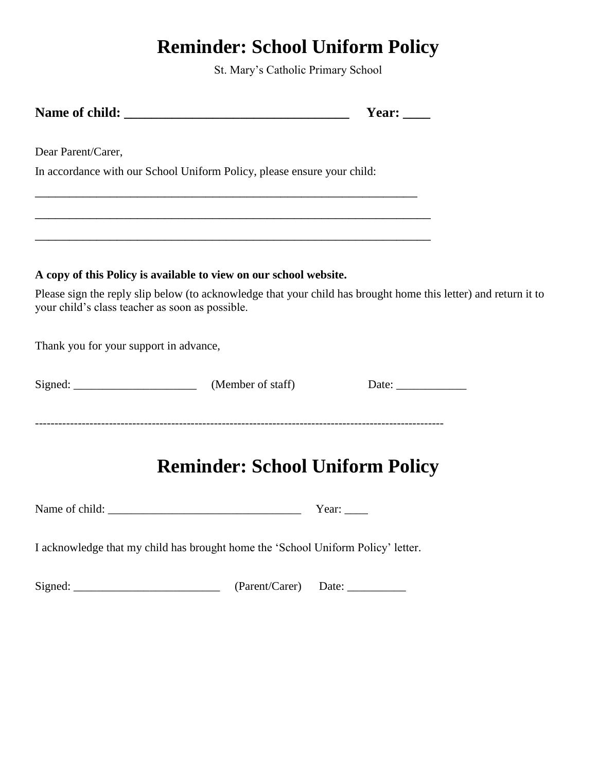# Reminder: School Uniform Policy

St. Mary's Catholic Primary School

**Name of child: _________________________________ Year: ____**

Dear Parent/Carer,

In accordance with our School Uniform Policy, please ensure your child:

_________________________________________________________________

_________________________________________________________________

_________________________________________________________________

**A copy of this Policy is available to view on our school website.**

Please sign the reply slip below (to acknowledge that your child has brought home this letter) and return it to your child's class teacher as soon as possible.

Thank you for your support in advance,

Signed: _____________________ (Member of staff) Date: ____________

-----------------------------------------------------------------------------------------------------

# Reminder: School Uniform Policy

Name of child: _________________________________ Year: ____

I acknowledge that my child has brought home the 'School Uniform Policy' letter.

Signed: _________________________ (Parent/Carer) Date: __________